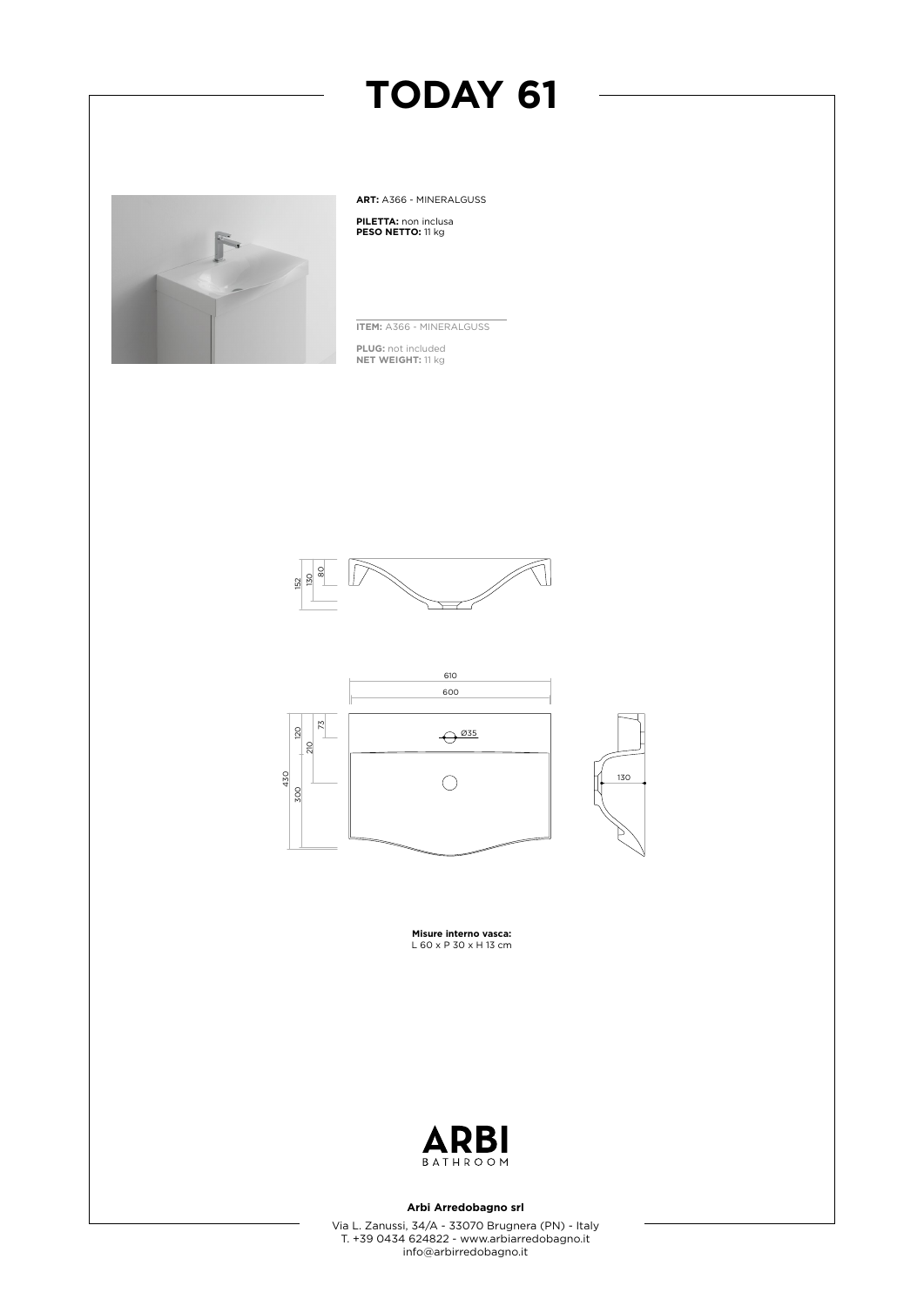# TODAY 61

**ART:** A366 - MINERALGUSS

**PILETTA:** non inclusa
**PESO NETTO:** 11 kg

**ITEM:** A366 - MINERALGUSS

**PLUG:** not included
**NET WEIGHT:** 11 kg

**Misure interno vasca:**
L 60 x P 30 x H 13 cm

**Arbi Arredobagno srl**

Via L. Zanussi, 34/A - 33070 Brugnera (PN) - Italy
T. +39 0434 624822 - www.arbiarredobagno.it
info@arbirredobagno.it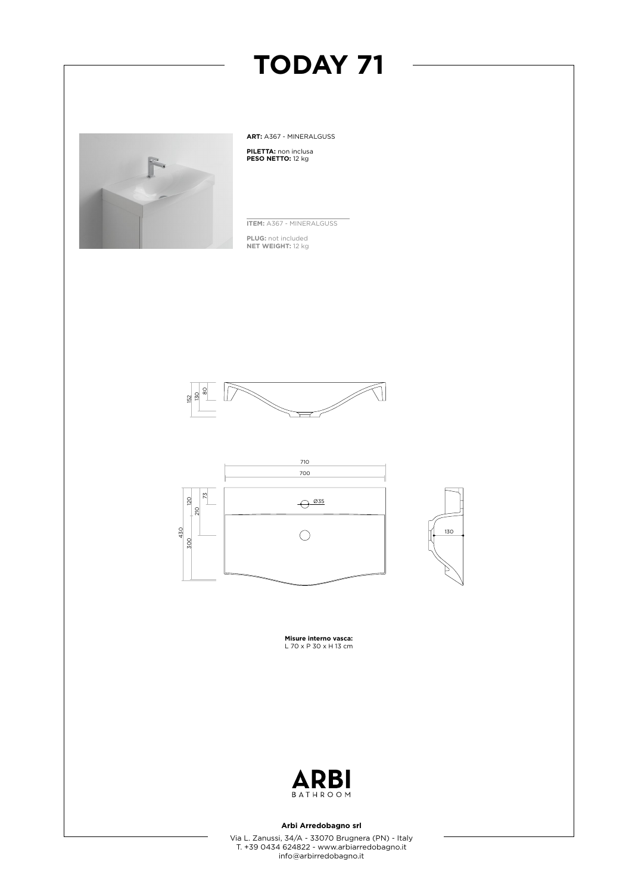# TODAY 71

**ART:** A367 - MINERALGUSS

**PILETTA:** non inclusa
**PESO NETTO:** 12 kg

**ITEM:** A367 - MINERALGUSS

**PLUG:** not included
**NET WEIGHT:** 12 kg

**Misure interno vasca:**
L 70 x P 30 x H 13 cm

**Arbi Arredobagno srl**

Via L. Zanussi, 34/A - 33070 Brugnera (PN) - Italy
T. +39 0434 624822 - www.arbiarredobagno.it
info@arbirredobagno.it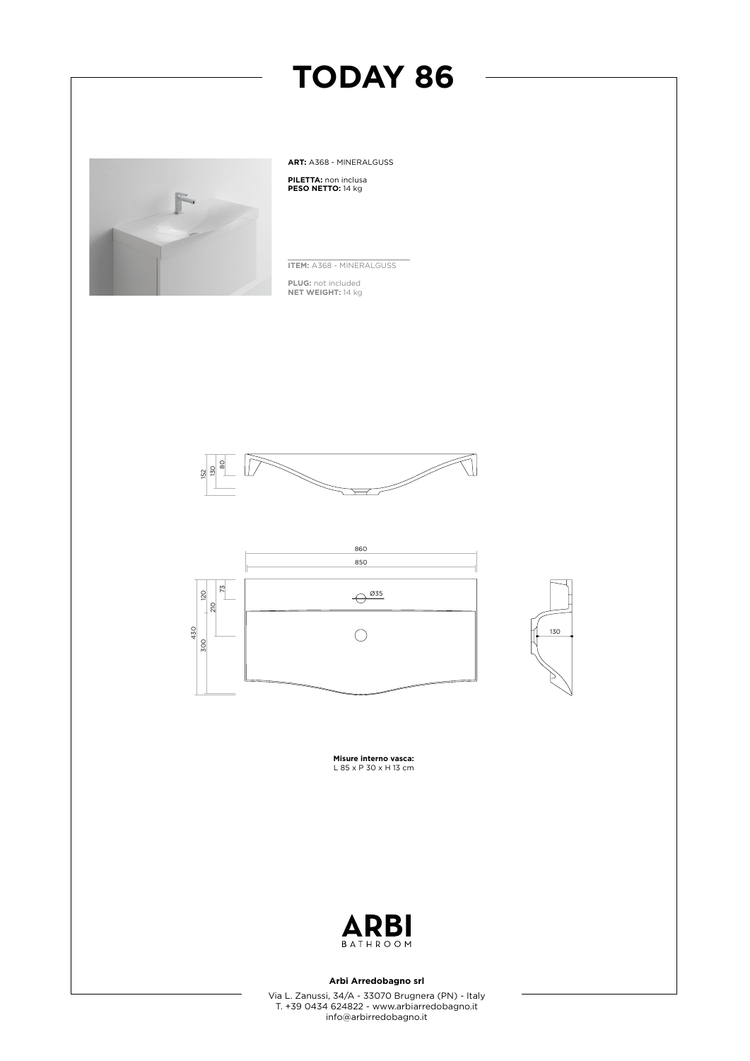# TODAY 86

**ART:** A368 - MINERALGUSS

**PILETTA:** non inclusa
**PESO NETTO:** 14 kg

**ITEM:** A368 - MINERALGUSS

**PLUG:** not included
**NET WEIGHT:** 14 kg

152 130 80

860
850

430 120 210 73 300

Ø35

130

**Misure interno vasca:**
L 85 x P 30 x H 13 cm

ARBI
BATHROOM

**Arbi Arredobagno srl**

Via L. Zanussi, 34/A - 33070 Brugnera (PN) - Italy
T. +39 0434 624822 - www.arbiarredobagno.it
info@arbirredobagno.it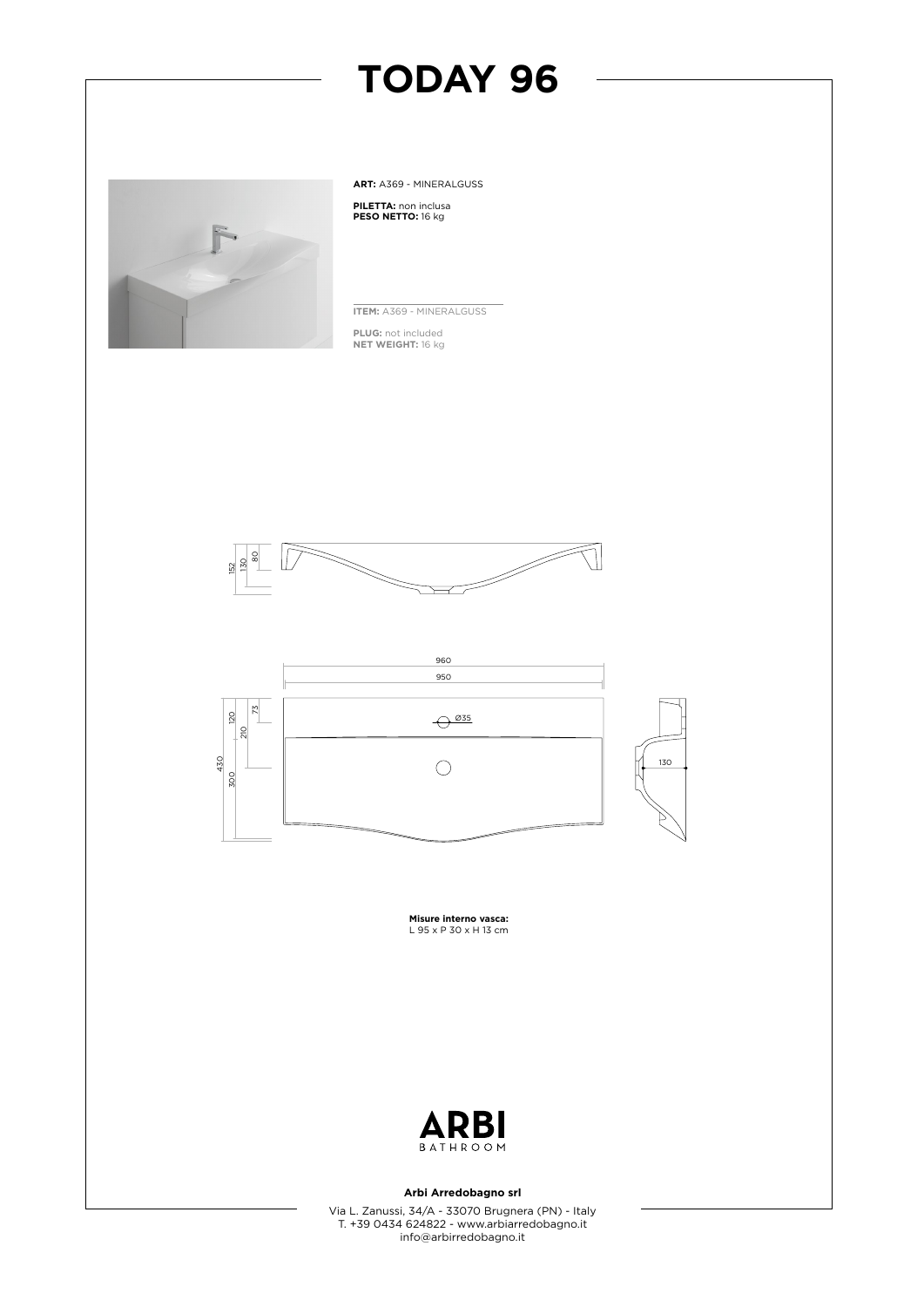# TODAY 96

**ART:** A369 - MINERALGUSS

**PILETTA:** non inclusa
**PESO NETTO:** 16 kg

---

**ITEM:** A369 - MINERALGUSS

**PLUG:** not included
**NET WEIGHT:** 16 kg

152
130
80

960
950
120
73
210
Ø35
430
300
130

**Misure interno vasca:**
L 95 x P 30 x H 13 cm

ARBI
BATHROOM

**Arbi Arredobagno srl**

Via L. Zanussi, 34/A - 33070 Brugnera (PN) - Italy
T. +39 0434 624822 - www.arbiarredobagno.it
info@arbirredobagno.it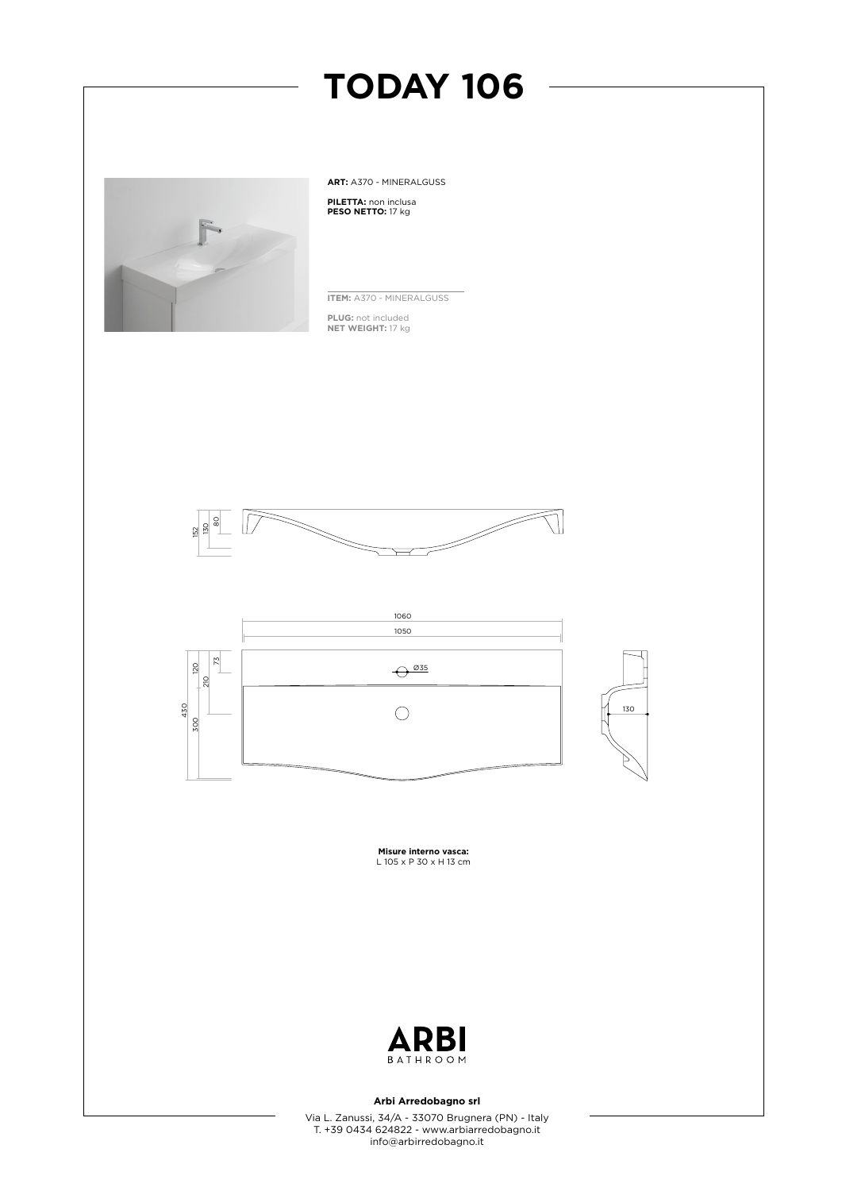# TODAY 106

**ART:** A370 - MINERALGUSS

**PILETTA:** non inclusa
**PESO NETTO:** 17 kg

**ITEM:** A370 - MINERALGUSS

**PLUG:** not included
**NET WEIGHT:** 17 kg

152
130
80

1060
1050
Ø35
120
73
210
430
300
130

**Misure interno vasca:**
L 105 x P 30 x H 13 cm

ARBI
BATHROOM

**Arbi Arredobagno srl**

Via L. Zanussi, 34/A - 33070 Brugnera (PN) - Italy
T. +39 0434 624822 - www.arbiarredobagno.it
info@arbirredobagno.it